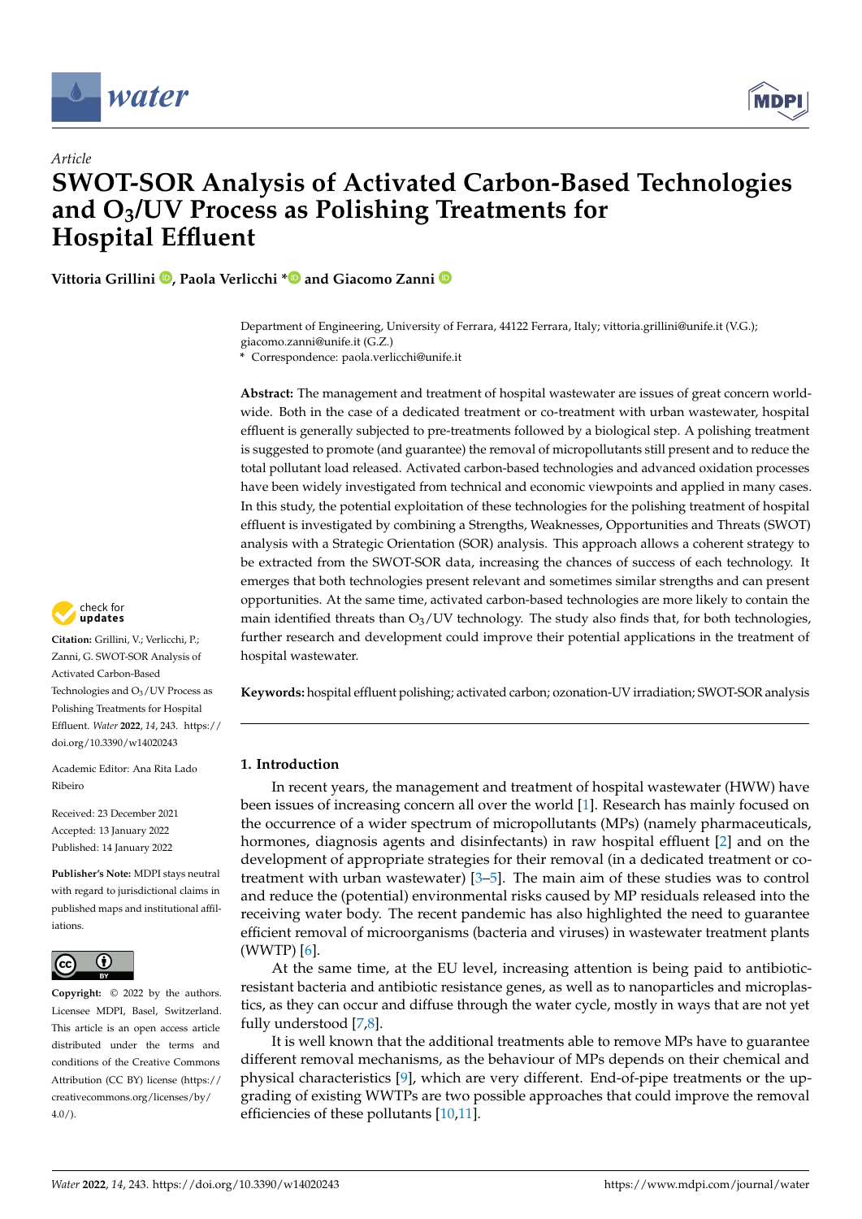*Article*

# SWOT-SOR Analysis of Activated Carbon-Based Technologies and $O_3$/UV Process as Polishing Treatments for Hospital Effluent

**Vittoria Grillini, Paola Verlicchi * and Giacomo Zanni**

Department of Engineering, University of Ferrara, 44122 Ferrara, Italy; vittoria.grillini@unife.it (V.G.); giacomo.zanni@unife.it (G.Z.)
\* Correspondence: paola.verlicchi@unife.it

**Abstract:** The management and treatment of hospital wastewater are issues of great concern worldwide. Both in the case of a dedicated treatment or co-treatment with urban wastewater, hospital effluent is generally subjected to pre-treatments followed by a biological step. A polishing treatment is suggested to promote (and guarantee) the removal of micropollutants still present and to reduce the total pollutant load released. Activated carbon-based technologies and advanced oxidation processes have been widely investigated from technical and economic viewpoints and applied in many cases. In this study, the potential exploitation of these technologies for the polishing treatment of hospital effluent is investigated by combining a Strengths, Weaknesses, Opportunities and Threats (SWOT) analysis with a Strategic Orientation (SOR) analysis. This approach allows a coherent strategy to be extracted from the SWOT-SOR data, increasing the chances of success of each technology. It emerges that both technologies present relevant and sometimes similar strengths and can present opportunities. At the same time, activated carbon-based technologies are more likely to contain the main identified threats than $O_3$/UV technology. The study also finds that, for both technologies, further research and development could improve their potential applications in the treatment of hospital wastewater.

**Keywords:** hospital effluent polishing; activated carbon; ozonation-UV irradiation; SWOT-SOR analysis

**Citation:** Grillini, V.; Verlicchi, P.; Zanni, G. SWOT-SOR Analysis of Activated Carbon-Based Technologies and $O_3$/UV Process as Polishing Treatments for Hospital Effluent. *Water* **2022**, *14*, 243. https://doi.org/10.3390/w14020243

Academic Editor: Ana Rita Lado Ribeiro

Received: 23 December 2021
Accepted: 13 January 2022
Published: 14 January 2022

**Publisher's Note:** MDPI stays neutral with regard to jurisdictional claims in published maps and institutional affiliations.

**Copyright:** © 2022 by the authors. Licensee MDPI, Basel, Switzerland. This article is an open access article distributed under the terms and conditions of the Creative Commons Attribution (CC BY) license (https://creativecommons.org/licenses/by/4.0/).

## 1. Introduction

In recent years, the management and treatment of hospital wastewater (HWW) have been issues of increasing concern all over the world [1]. Research has mainly focused on the occurrence of a wider spectrum of micropollutants (MPs) (namely pharmaceuticals, hormones, diagnosis agents and disinfectants) in raw hospital effluent [2] and on the development of appropriate strategies for their removal (in a dedicated treatment or co-treatment with urban wastewater) [3–5]. The main aim of these studies was to control and reduce the (potential) environmental risks caused by MP residuals released into the receiving water body. The recent pandemic has also highlighted the need to guarantee efficient removal of microorganisms (bacteria and viruses) in wastewater treatment plants (WWTP) [6].

At the same time, at the EU level, increasing attention is being paid to antibiotic-resistant bacteria and antibiotic resistance genes, as well as to nanoparticles and microplastics, as they can occur and diffuse through the water cycle, mostly in ways that are not yet fully understood [7,8].

It is well known that the additional treatments able to remove MPs have to guarantee different removal mechanisms, as the behaviour of MPs depends on their chemical and physical characteristics [9], which are very different. End-of-pipe treatments or the upgrading of existing WWTPs are two possible approaches that could improve the removal efficiencies of these pollutants [10,11].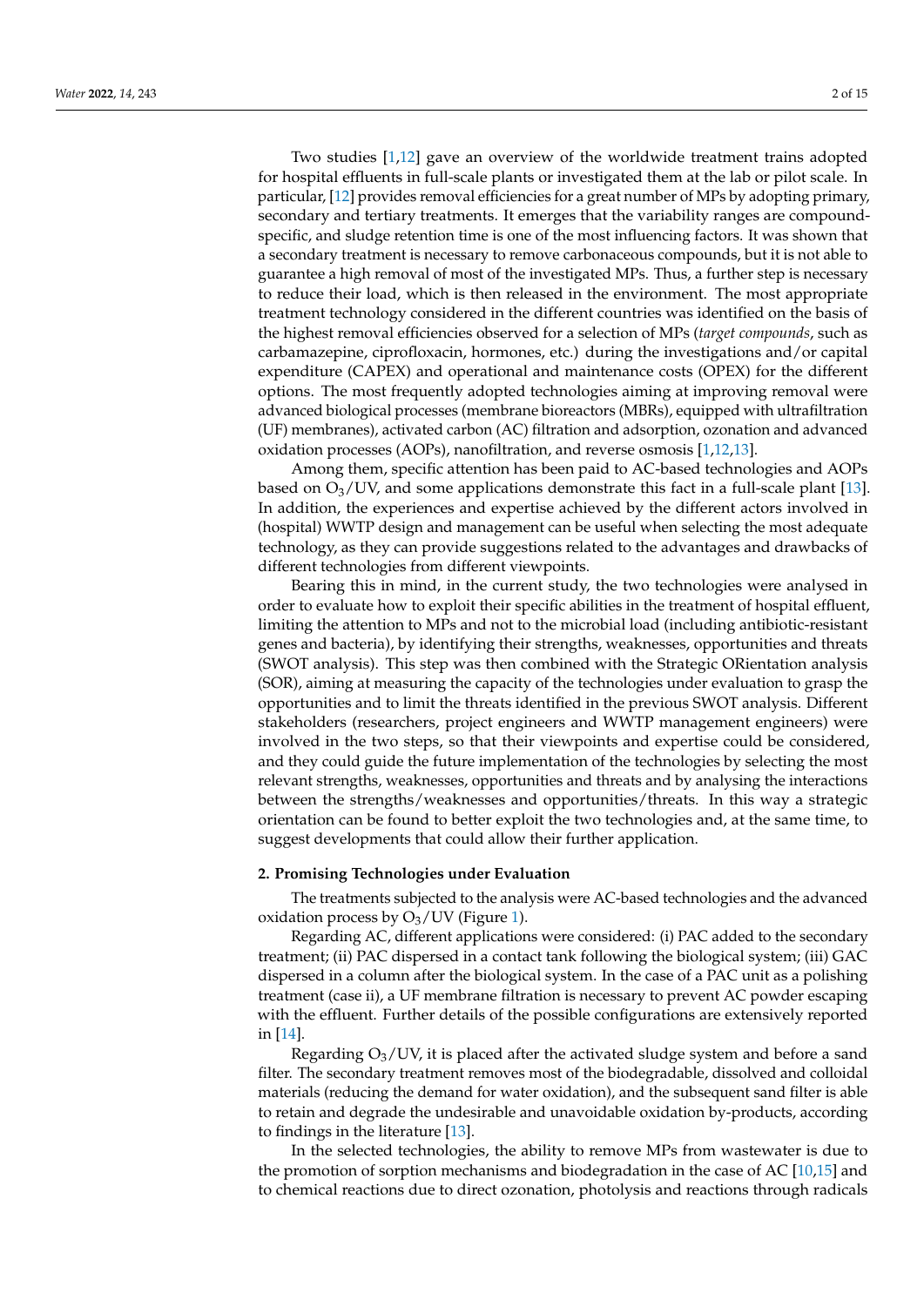Two studies [1,12] gave an overview of the worldwide treatment trains adopted for hospital effluents in full-scale plants or investigated them at the lab or pilot scale. In particular, [12] provides removal efficiencies for a great number of MPs by adopting primary, secondary and tertiary treatments. It emerges that the variability ranges are compound-specific, and sludge retention time is one of the most influencing factors. It was shown that a secondary treatment is necessary to remove carbonaceous compounds, but it is not able to guarantee a high removal of most of the investigated MPs. Thus, a further step is necessary to reduce their load, which is then released in the environment. The most appropriate treatment technology considered in the different countries was identified on the basis of the highest removal efficiencies observed for a selection of MPs (*target compounds*, such as carbamazepine, ciprofloxacin, hormones, etc.) during the investigations and/or capital expenditure (CAPEX) and operational and maintenance costs (OPEX) for the different options. The most frequently adopted technologies aiming at improving removal were advanced biological processes (membrane bioreactors (MBRs), equipped with ultrafiltration (UF) membranes), activated carbon (AC) filtration and adsorption, ozonation and advanced oxidation processes (AOPs), nanofiltration, and reverse osmosis [1,12,13].

Among them, specific attention has been paid to AC-based technologies and AOPs based on $O_3$/UV, and some applications demonstrate this fact in a full-scale plant [13]. In addition, the experiences and expertise achieved by the different actors involved in (hospital) WWTP design and management can be useful when selecting the most adequate technology, as they can provide suggestions related to the advantages and drawbacks of different technologies from different viewpoints.

Bearing this in mind, in the current study, the two technologies were analysed in order to evaluate how to exploit their specific abilities in the treatment of hospital effluent, limiting the attention to MPs and not to the microbial load (including antibiotic-resistant genes and bacteria), by identifying their strengths, weaknesses, opportunities and threats (SWOT analysis). This step was then combined with the Strategic ORientation analysis (SOR), aiming at measuring the capacity of the technologies under evaluation to grasp the opportunities and to limit the threats identified in the previous SWOT analysis. Different stakeholders (researchers, project engineers and WWTP management engineers) were involved in the two steps, so that their viewpoints and expertise could be considered, and they could guide the future implementation of the technologies by selecting the most relevant strengths, weaknesses, opportunities and threats and by analysing the interactions between the strengths/weaknesses and opportunities/threats. In this way a strategic orientation can be found to better exploit the two technologies and, at the same time, to suggest developments that could allow their further application.

## 2. Promising Technologies under Evaluation

The treatments subjected to the analysis were AC-based technologies and the advanced oxidation process by $O_3$/UV (Figure 1).

Regarding AC, different applications were considered: (i) PAC added to the secondary treatment; (ii) PAC dispersed in a contact tank following the biological system; (iii) GAC dispersed in a column after the biological system. In the case of a PAC unit as a polishing treatment (case ii), a UF membrane filtration is necessary to prevent AC powder escaping with the effluent. Further details of the possible configurations are extensively reported in [14].

Regarding $O_3$/UV, it is placed after the activated sludge system and before a sand filter. The secondary treatment removes most of the biodegradable, dissolved and colloidal materials (reducing the demand for water oxidation), and the subsequent sand filter is able to retain and degrade the undesirable and unavoidable oxidation by-products, according to findings in the literature [13].

In the selected technologies, the ability to remove MPs from wastewater is due to the promotion of sorption mechanisms and biodegradation in the case of AC [10,15] and to chemical reactions due to direct ozonation, photolysis and reactions through radicals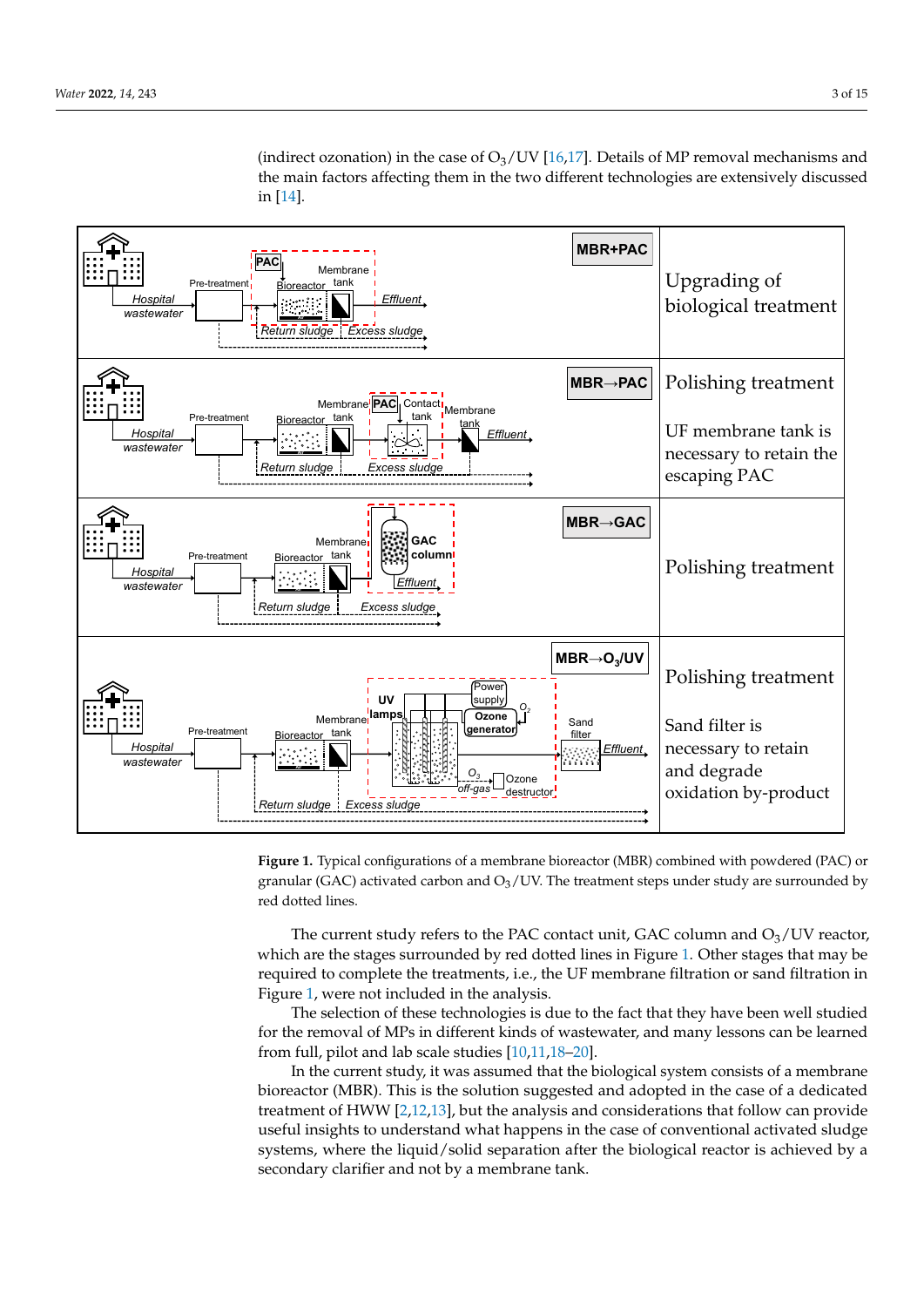(indirect ozonation) in the case of $O_3$/UV [16,17]. Details of MP removal mechanisms and the main factors affecting them in the two different technologies are extensively discussed in [14].

**Figure 1.** Typical configurations of a membrane bioreactor (MBR) combined with powdered (PAC) or granular (GAC) activated carbon and $O_3$/UV. The treatment steps under study are surrounded by red dotted lines.

The current study refers to the PAC contact unit, GAC column and $O_3$/UV reactor, which are the stages surrounded by red dotted lines in Figure 1. Other stages that may be required to complete the treatments, i.e., the UF membrane filtration or sand filtration in Figure 1, were not included in the analysis.

The selection of these technologies is due to the fact that they have been well studied for the removal of MPs in different kinds of wastewater, and many lessons can be learned from full, pilot and lab scale studies [10,11,18–20].

In the current study, it was assumed that the biological system consists of a membrane bioreactor (MBR). This is the solution suggested and adopted in the case of a dedicated treatment of HWW [2,12,13], but the analysis and considerations that follow can provide useful insights to understand what happens in the case of conventional activated sludge systems, where the liquid/solid separation after the biological reactor is achieved by a secondary clarifier and not by a membrane tank.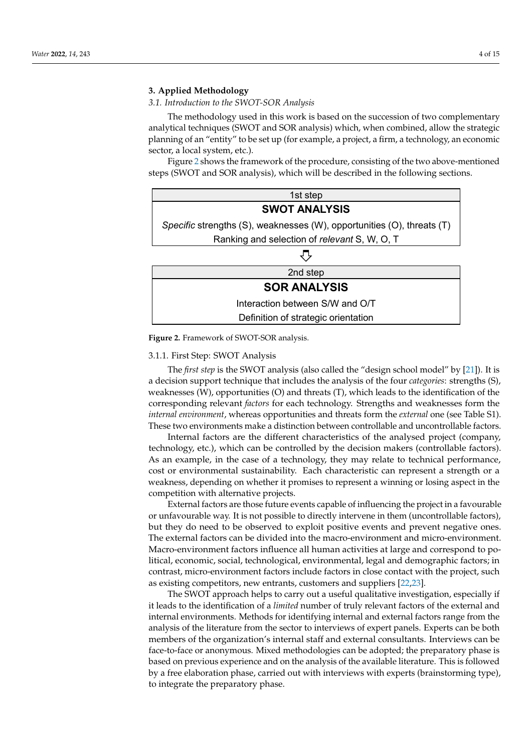## 3. Applied Methodology

### 3.1. Introduction to the SWOT-SOR Analysis

The methodology used in this work is based on the succession of two complementary analytical techniques (SWOT and SOR analysis) which, when combined, allow the strategic planning of an "entity" to be set up (for example, a project, a firm, a technology, an economic sector, a local system, etc.).

Figure 2 shows the framework of the procedure, consisting of the two above-mentioned steps (SWOT and SOR analysis), which will be described in the following sections.

| 1st step |
| --- |
| **SWOT ANALYSIS** |
| *Specific* strengths (S), weaknesses (W), opportunities (O), threats (T) |
| Ranking and selection of *relevant* S, W, O, T |

⇩

| 2nd step |
| --- |
| **SOR ANALYSIS** |
| Interaction between S/W and O/T |
| Definition of strategic orientation |

**Figure 2.** Framework of SWOT-SOR analysis.

#### 3.1.1. First Step: SWOT Analysis

The *first step* is the SWOT analysis (also called the "design school model" by [21]). It is a decision support technique that includes the analysis of the four *categories*: strengths (S), weaknesses (W), opportunities (O) and threats (T), which leads to the identification of the corresponding relevant *factors* for each technology. Strengths and weaknesses form the *internal environment*, whereas opportunities and threats form the *external* one (see Table S1). These two environments make a distinction between controllable and uncontrollable factors.

Internal factors are the different characteristics of the analysed project (company, technology, etc.), which can be controlled by the decision makers (controllable factors). As an example, in the case of a technology, they may relate to technical performance, cost or environmental sustainability. Each characteristic can represent a strength or a weakness, depending on whether it promises to represent a winning or losing aspect in the competition with alternative projects.

External factors are those future events capable of influencing the project in a favourable or unfavourable way. It is not possible to directly intervene in them (uncontrollable factors), but they do need to be observed to exploit positive events and prevent negative ones. The external factors can be divided into the macro-environment and micro-environment. Macro-environment factors influence all human activities at large and correspond to political, economic, social, technological, environmental, legal and demographic factors; in contrast, micro-environment factors include factors in close contact with the project, such as existing competitors, new entrants, customers and suppliers [22,23].

The SWOT approach helps to carry out a useful qualitative investigation, especially if it leads to the identification of a *limited* number of truly relevant factors of the external and internal environments. Methods for identifying internal and external factors range from the analysis of the literature from the sector to interviews of expert panels. Experts can be both members of the organization's internal staff and external consultants. Interviews can be face-to-face or anonymous. Mixed methodologies can be adopted; the preparatory phase is based on previous experience and on the analysis of the available literature. This is followed by a free elaboration phase, carried out with interviews with experts (brainstorming type), to integrate the preparatory phase.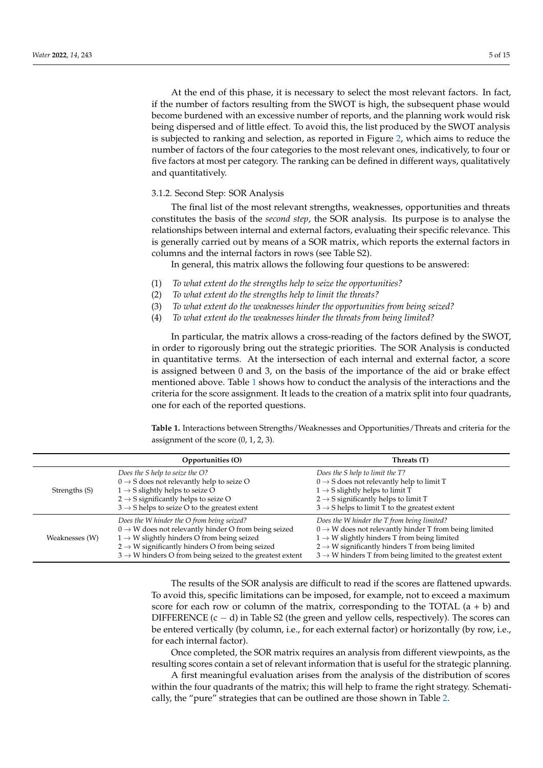At the end of this phase, it is necessary to select the most relevant factors. In fact, if the number of factors resulting from the SWOT is high, the subsequent phase would become burdened with an excessive number of reports, and the planning work would risk being dispersed and of little effect. To avoid this, the list produced by the SWOT analysis is subjected to ranking and selection, as reported in Figure 2, which aims to reduce the number of factors of the four categories to the most relevant ones, indicatively, to four or five factors at most per category. The ranking can be defined in different ways, qualitatively and quantitatively.

#### 3.1.2. Second Step: SOR Analysis

The final list of the most relevant strengths, weaknesses, opportunities and threats constitutes the basis of the *second step*, the SOR analysis. Its purpose is to analyse the relationships between internal and external factors, evaluating their specific relevance. This is generally carried out by means of a SOR matrix, which reports the external factors in columns and the internal factors in rows (see Table S2).

In general, this matrix allows the following four questions to be answered:

(1) *To what extent do the strengths help to seize the opportunities?*
(2) *To what extent do the strengths help to limit the threats?*
(3) *To what extent do the weaknesses hinder the opportunities from being seized?*
(4) *To what extent do the weaknesses hinder the threats from being limited?*

In particular, the matrix allows a cross-reading of the factors defined by the SWOT, in order to rigorously bring out the strategic priorities. The SOR Analysis is conducted in quantitative terms. At the intersection of each internal and external factor, a score is assigned between 0 and 3, on the basis of the importance of the aid or brake effect mentioned above. Table 1 shows how to conduct the analysis of the interactions and the criteria for the score assignment. It leads to the creation of a matrix split into four quadrants, one for each of the reported questions.

**Table 1.** Interactions between Strengths/Weaknesses and Opportunities/Threats and criteria for the assignment of the score (0, 1, 2, 3).

| | Opportunities (O) | Threats (T) |
|---|---|---|
| Strengths (S) | *Does the S help to seize the O?*<br>0 → S does not relevantly help to seize O<br>1 → S slightly helps to seize O<br>2 → S significantly helps to seize O<br>3 → S helps to seize O to the greatest extent | *Does the S help to limit the T?*<br>0 → S does not relevantly help to limit T<br>1 → S slightly helps to limit T<br>2 → S significantly helps to limit T<br>3 → S helps to limit T to the greatest extent |
| Weaknesses (W) | *Does the W hinder the O from being seized?*<br>0 → W does not relevantly hinder O from being seized<br>1 → W slightly hinders O from being seized<br>2 → W significantly hinders O from being seized<br>3 → W hinders O from being seized to the greatest extent | *Does the W hinder the T from being limited?*<br>0 → W does not relevantly hinder T from being limited<br>1 → W slightly hinders T from being limited<br>2 → W significantly hinders T from being limited<br>3 → W hinders T from being limited to the greatest extent |

The results of the SOR analysis are difficult to read if the scores are flattened upwards. To avoid this, specific limitations can be imposed, for example, not to exceed a maximum score for each row or column of the matrix, corresponding to the TOTAL (a + b) and DIFFERENCE (c − d) in Table S2 (the green and yellow cells, respectively). The scores can be entered vertically (by column, i.e., for each external factor) or horizontally (by row, i.e., for each internal factor).

Once completed, the SOR matrix requires an analysis from different viewpoints, as the resulting scores contain a set of relevant information that is useful for the strategic planning.

A first meaningful evaluation arises from the analysis of the distribution of scores within the four quadrants of the matrix; this will help to frame the right strategy. Schematically, the "pure" strategies that can be outlined are those shown in Table 2.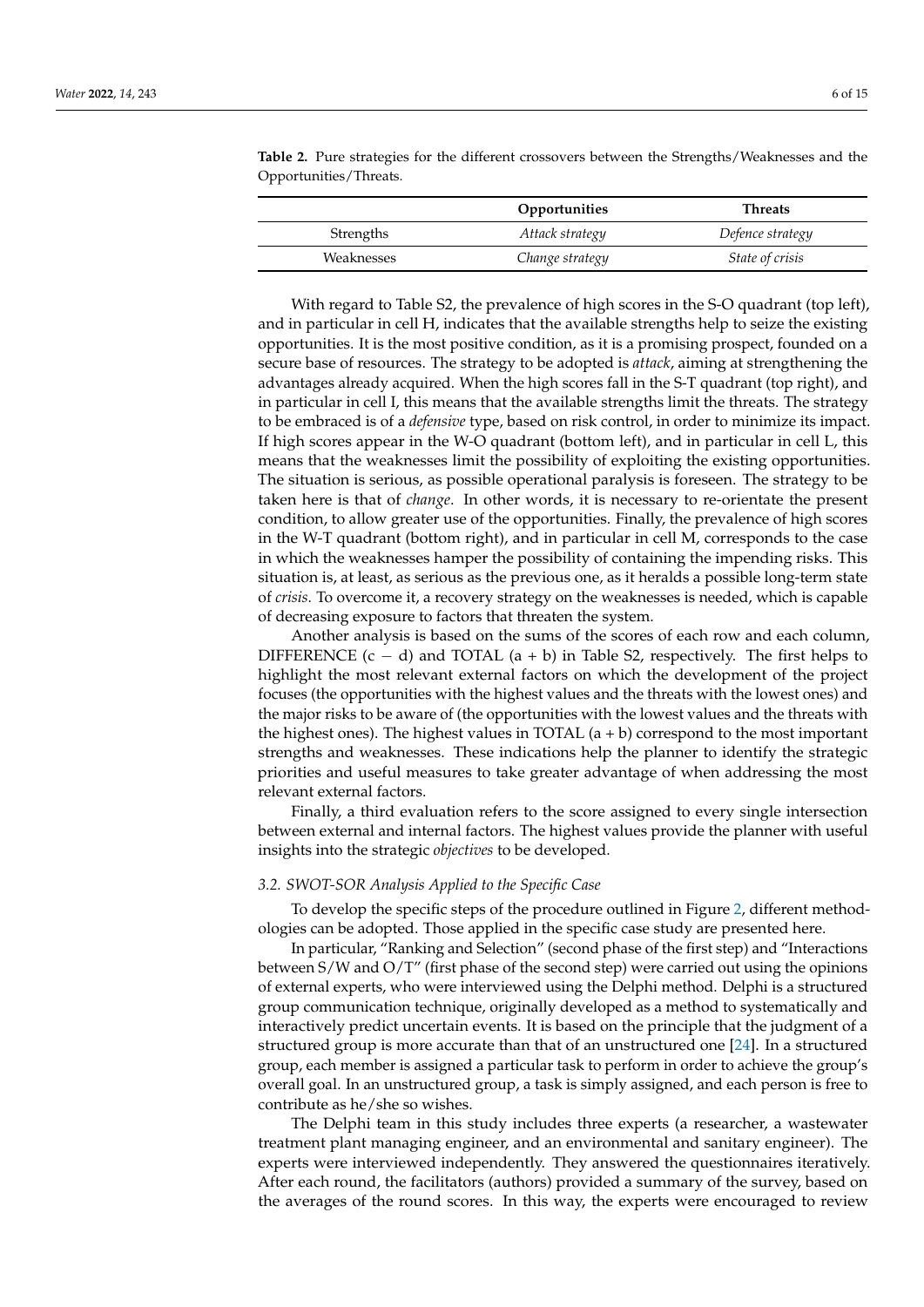**Table 2.** Pure strategies for the different crossovers between the Strengths/Weaknesses and the Opportunities/Threats.

| | Opportunities | Threats |
|---|---|---|
| Strengths | *Attack strategy* | *Defence strategy* |
| Weaknesses | *Change strategy* | *State of crisis* |

With regard to Table S2, the prevalence of high scores in the S-O quadrant (top left), and in particular in cell H, indicates that the available strengths help to seize the existing opportunities. It is the most positive condition, as it is a promising prospect, founded on a secure base of resources. The strategy to be adopted is *attack*, aiming at strengthening the advantages already acquired. When the high scores fall in the S-T quadrant (top right), and in particular in cell I, this means that the available strengths limit the threats. The strategy to be embraced is of a *defensive* type, based on risk control, in order to minimize its impact. If high scores appear in the W-O quadrant (bottom left), and in particular in cell L, this means that the weaknesses limit the possibility of exploiting the existing opportunities. The situation is serious, as possible operational paralysis is foreseen. The strategy to be taken here is that of *change*. In other words, it is necessary to re-orientate the present condition, to allow greater use of the opportunities. Finally, the prevalence of high scores in the W-T quadrant (bottom right), and in particular in cell M, corresponds to the case in which the weaknesses hamper the possibility of containing the impending risks. This situation is, at least, as serious as the previous one, as it heralds a possible long-term state of *crisis*. To overcome it, a recovery strategy on the weaknesses is needed, which is capable of decreasing exposure to factors that threaten the system.

Another analysis is based on the sums of the scores of each row and each column, DIFFERENCE ($c - d$) and TOTAL ($a + b$) in Table S2, respectively. The first helps to highlight the most relevant external factors on which the development of the project focuses (the opportunities with the highest values and the threats with the lowest ones) and the major risks to be aware of (the opportunities with the lowest values and the threats with the highest ones). The highest values in TOTAL ($a + b$) correspond to the most important strengths and weaknesses. These indications help the planner to identify the strategic priorities and useful measures to take greater advantage of when addressing the most relevant external factors.

Finally, a third evaluation refers to the score assigned to every single intersection between external and internal factors. The highest values provide the planner with useful insights into the strategic *objectives* to be developed.

### 3.2. SWOT-SOR Analysis Applied to the Specific Case

To develop the specific steps of the procedure outlined in Figure 2, different methodologies can be adopted. Those applied in the specific case study are presented here.

In particular, "Ranking and Selection" (second phase of the first step) and "Interactions between S/W and O/T" (first phase of the second step) were carried out using the opinions of external experts, who were interviewed using the Delphi method. Delphi is a structured group communication technique, originally developed as a method to systematically and interactively predict uncertain events. It is based on the principle that the judgment of a structured group is more accurate than that of an unstructured one [24]. In a structured group, each member is assigned a particular task to perform in order to achieve the group's overall goal. In an unstructured group, a task is simply assigned, and each person is free to contribute as he/she so wishes.

The Delphi team in this study includes three experts (a researcher, a wastewater treatment plant managing engineer, and an environmental and sanitary engineer). The experts were interviewed independently. They answered the questionnaires iteratively. After each round, the facilitators (authors) provided a summary of the survey, based on the averages of the round scores. In this way, the experts were encouraged to review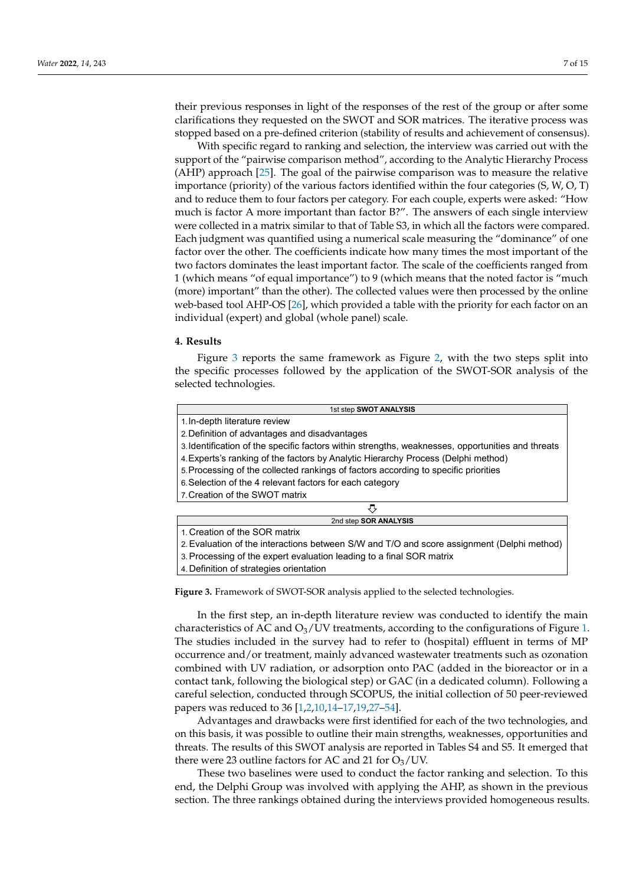their previous responses in light of the responses of the rest of the group or after some clarifications they requested on the SWOT and SOR matrices. The iterative process was stopped based on a pre-defined criterion (stability of results and achievement of consensus).

With specific regard to ranking and selection, the interview was carried out with the support of the "pairwise comparison method", according to the Analytic Hierarchy Process (AHP) approach [25]. The goal of the pairwise comparison was to measure the relative importance (priority) of the various factors identified within the four categories (S, W, O, T) and to reduce them to four factors per category. For each couple, experts were asked: "How much is factor A more important than factor B?". The answers of each single interview were collected in a matrix similar to that of Table S3, in which all the factors were compared. Each judgment was quantified using a numerical scale measuring the "dominance" of one factor over the other. The coefficients indicate how many times the most important of the two factors dominates the least important factor. The scale of the coefficients ranged from 1 (which means "of equal importance") to 9 (which means that the noted factor is "much (more) important" than the other). The collected values were then processed by the online web-based tool AHP-OS [26], which provided a table with the priority for each factor on an individual (expert) and global (whole panel) scale.

## 4. Results

Figure 3 reports the same framework as Figure 2, with the two steps split into the specific processes followed by the application of the SWOT-SOR analysis of the selected technologies.

| 1st step **SWOT ANALYSIS** |
|---|
| 1. In-depth literature review |
| 2. Definition of advantages and disadvantages |
| 3. Identification of the specific factors within strengths, weaknesses, opportunities and threats |
| 4. Experts's ranking of the factors by Analytic Hierarchy Process (Delphi method) |
| 5. Processing of the collected rankings of factors according to specific priorities |
| 6. Selection of the 4 relevant factors for each category |
| 7. Creation of the SWOT matrix |

⇩

| 2nd step **SOR ANALYSIS** |
|---|
| 1. Creation of the SOR matrix |
| 2. Evaluation of the interactions between S/W and T/O and score assignment (Delphi method) |
| 3. Processing of the expert evaluation leading to a final SOR matrix |
| 4. Definition of strategies orientation |

**Figure 3.** Framework of SWOT-SOR analysis applied to the selected technologies.

In the first step, an in-depth literature review was conducted to identify the main characteristics of AC and $O_3$/UV treatments, according to the configurations of Figure 1. The studies included in the survey had to refer to (hospital) effluent in terms of MP occurrence and/or treatment, mainly advanced wastewater treatments such as ozonation combined with UV radiation, or adsorption onto PAC (added in the bioreactor or in a contact tank, following the biological step) or GAC (in a dedicated column). Following a careful selection, conducted through SCOPUS, the initial collection of 50 peer-reviewed papers was reduced to 36 [1,2,10,14–17,19,27–54].

Advantages and drawbacks were first identified for each of the two technologies, and on this basis, it was possible to outline their main strengths, weaknesses, opportunities and threats. The results of this SWOT analysis are reported in Tables S4 and S5. It emerged that there were 23 outline factors for AC and 21 for $O_3$/UV.

These two baselines were used to conduct the factor ranking and selection. To this end, the Delphi Group was involved with applying the AHP, as shown in the previous section. The three rankings obtained during the interviews provided homogeneous results.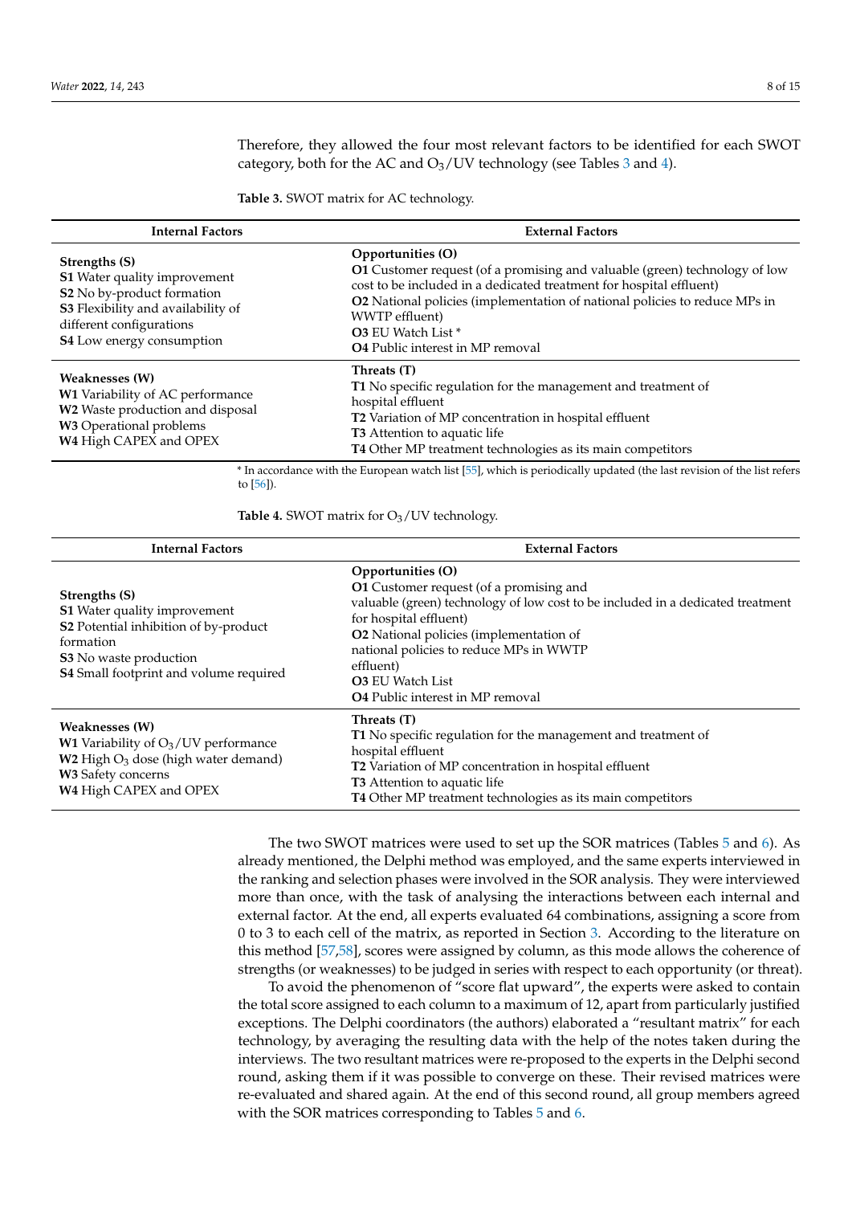Therefore, they allowed the four most relevant factors to be identified for each SWOT category, both for the AC and $O_3$/UV technology (see Tables 3 and 4).

**Table 3.** SWOT matrix for AC technology.

| Internal Factors | External Factors |
|---|---|
| **Strengths (S)**<br>**S1** Water quality improvement<br>**S2** No by-product formation<br>**S3** Flexibility and availability of different configurations<br>**S4** Low energy consumption | **Opportunities (O)**<br>**O1** Customer request (of a promising and valuable (green) technology of low cost to be included in a dedicated treatment for hospital effluent)<br>**O2** National policies (implementation of national policies to reduce MPs in WWTP effluent)<br>**O3** EU Watch List *<br>**O4** Public interest in MP removal |
| **Weaknesses (W)**<br>**W1** Variability of AC performance<br>**W2** Waste production and disposal<br>**W3** Operational problems<br>**W4** High CAPEX and OPEX | **Threats (T)**<br>**T1** No specific regulation for the management and treatment of hospital effluent<br>**T2** Variation of MP concentration in hospital effluent<br>**T3** Attention to aquatic life<br>**T4** Other MP treatment technologies as its main competitors |

* In accordance with the European watch list [55], which is periodically updated (the last revision of the list refers to [56]).

**Table 4.** SWOT matrix for $O_3$/UV technology.

| Internal Factors | External Factors |
|---|---|
| **Strengths (S)**<br>**S1** Water quality improvement<br>**S2** Potential inhibition of by-product formation<br>**S3** No waste production<br>**S4** Small footprint and volume required | **Opportunities (O)**<br>**O1** Customer request (of a promising and valuable (green) technology of low cost to be included in a dedicated treatment for hospital effluent)<br>**O2** National policies (implementation of national policies to reduce MPs in WWTP effluent)<br>**O3** EU Watch List<br>**O4** Public interest in MP removal |
| **Weaknesses (W)**<br>**W1** Variability of $O_3$/UV performance<br>**W2** High $O_3$ dose (high water demand)<br>**W3** Safety concerns<br>**W4** High CAPEX and OPEX | **Threats (T)**<br>**T1** No specific regulation for the management and treatment of hospital effluent<br>**T2** Variation of MP concentration in hospital effluent<br>**T3** Attention to aquatic life<br>**T4** Other MP treatment technologies as its main competitors |

The two SWOT matrices were used to set up the SOR matrices (Tables 5 and 6). As already mentioned, the Delphi method was employed, and the same experts interviewed in the ranking and selection phases were involved in the SOR analysis. They were interviewed more than once, with the task of analysing the interactions between each internal and external factor. At the end, all experts evaluated 64 combinations, assigning a score from 0 to 3 to each cell of the matrix, as reported in Section 3. According to the literature on this method [57,58], scores were assigned by column, as this mode allows the coherence of strengths (or weaknesses) to be judged in series with respect to each opportunity (or threat).

To avoid the phenomenon of "score flat upward", the experts were asked to contain the total score assigned to each column to a maximum of 12, apart from particularly justified exceptions. The Delphi coordinators (the authors) elaborated a "resultant matrix" for each technology, by averaging the resulting data with the help of the notes taken during the interviews. The two resultant matrices were re-proposed to the experts in the Delphi second round, asking them if it was possible to converge on these. Their revised matrices were re-evaluated and shared again. At the end of this second round, all group members agreed with the SOR matrices corresponding to Tables 5 and 6.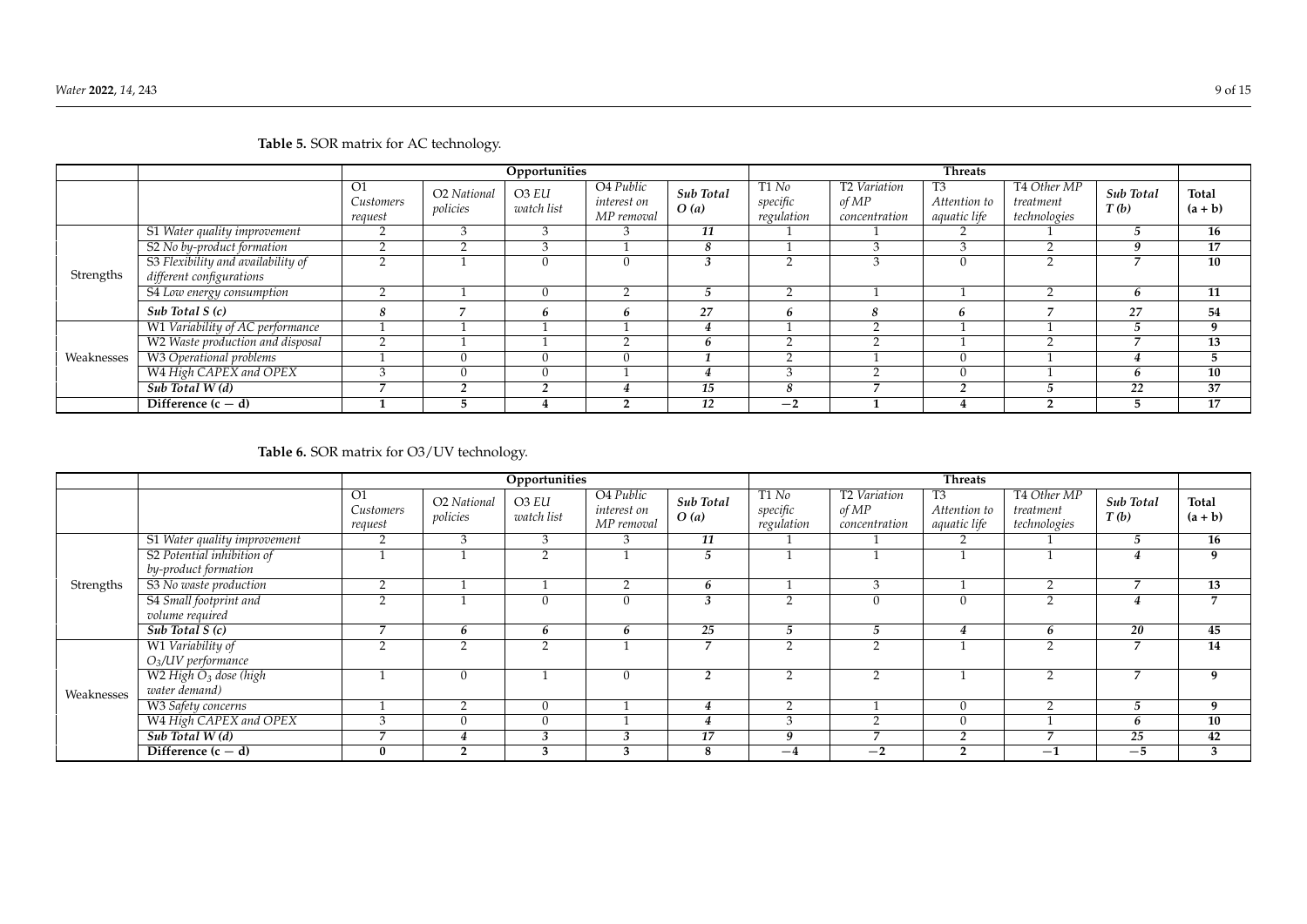**Table 5.** SOR matrix for AC technology.

| | | Opportunities | | | | | Threats | | | | | |
|---|---|---|---|---|---|---|---|---|---|---|---|---|
| | | O1 *Customers request* | O2 *National policies* | O3 *EU watch list* | O4 *Public interest on MP removal* | ***Sub Total O (a)*** | T1 *No specific regulation* | T2 *Variation of MP concentration* | T3 *Attention to aquatic life* | T4 *Other MP treatment technologies* | ***Sub Total T (b)*** | **Total (a + b)** |
| Strengths | S1 *Water quality improvement* | 2 | 3 | 3 | 3 | *11* | 1 | 1 | 2 | 1 | *5* | **16** |
| | S2 *No by-product formation* | 2 | 2 | 3 | 1 | *8* | 1 | 3 | 3 | 2 | *9* | **17** |
| | S3 *Flexibility and availability of different configurations* | 2 | 1 | 0 | 0 | *3* | 2 | 3 | 0 | 2 | *7* | **10** |
| | S4 *Low energy consumption* | 2 | 1 | 0 | 2 | *5* | 2 | 1 | 1 | 2 | *6* | **11** |
| | ***Sub Total S (c)*** | *8* | *7* | *6* | *6* | *27* | *6* | *8* | *6* | *7* | *27* | **54** |
| Weaknesses | W1 *Variability of AC performance* | 1 | 1 | 1 | 1 | *4* | 1 | 2 | 1 | 1 | *5* | **9** |
| | W2 *Waste production and disposal* | 2 | 1 | 1 | 2 | *6* | 2 | 2 | 1 | 2 | *7* | **13** |
| | W3 *Operational problems* | 1 | 0 | 0 | 0 | *1* | 2 | 1 | 0 | 1 | *4* | **5** |
| | W4 *High CAPEX and OPEX* | 3 | 0 | 0 | 1 | *4* | 3 | 2 | 0 | 1 | *6* | **10** |
| | ***Sub Total W (d)*** | *7* | *2* | *2* | *4* | *15* | *8* | *7* | *2* | *5* | *22* | **37** |
| | **Difference (c − d)** | **1** | **5** | **4** | **2** | **12** | **−2** | **1** | **4** | **2** | **5** | **17** |

**Table 6.** SOR matrix for O3/UV technology.

| | | Opportunities | | | | | Threats | | | | | |
|---|---|---|---|---|---|---|---|---|---|---|---|---|
| | | O1 *Customers request* | O2 *National policies* | O3 *EU watch list* | O4 *Public interest on MP removal* | ***Sub Total O (a)*** | T1 *No specific regulation* | T2 *Variation of MP concentration* | T3 *Attention to aquatic life* | T4 *Other MP treatment technologies* | ***Sub Total T (b)*** | **Total (a + b)** |
| Strengths | S1 *Water quality improvement* | 2 | 3 | 3 | 3 | *11* | 1 | 1 | 2 | 1 | *5* | **16** |
| | S2 *Potential inhibition of by-product formation* | 1 | 1 | 2 | 1 | *5* | 1 | 1 | 1 | 1 | *4* | **9** |
| | S3 *No waste production* | 2 | 1 | 1 | 2 | *6* | 1 | 3 | 1 | 2 | *7* | **13** |
| | S4 *Small footprint and volume required* | 2 | 1 | 0 | 0 | *3* | 2 | 0 | 0 | 2 | *4* | **7** |
| | ***Sub Total S (c)*** | *7* | *6* | *6* | *6* | *25* | *5* | *5* | *4* | *6* | *20* | **45** |
| Weaknesses | W1 *Variability of $O_3$/UV performance* | 2 | 2 | 2 | 1 | *7* | 2 | 2 | 1 | 2 | *7* | **14** |
| | W2 *High $O_3$ dose (high water demand)* | 1 | 0 | 1 | 0 | *2* | 2 | 2 | 1 | 2 | *7* | **9** |
| | W3 *Safety concerns* | 1 | 2 | 0 | 1 | *4* | 2 | 1 | 0 | 2 | *5* | **9** |
| | W4 *High CAPEX and OPEX* | 3 | 0 | 0 | 1 | *4* | 3 | 2 | 0 | 1 | *6* | **10** |
| | ***Sub Total W (d)*** | *7* | *4* | *3* | *3* | *17* | *9* | *7* | *2* | *7* | *25* | **42** |
| | **Difference (c − d)** | **0** | **2** | **3** | **3** | **8** | **−4** | **−2** | **2** | **−1** | **−5** | **3** |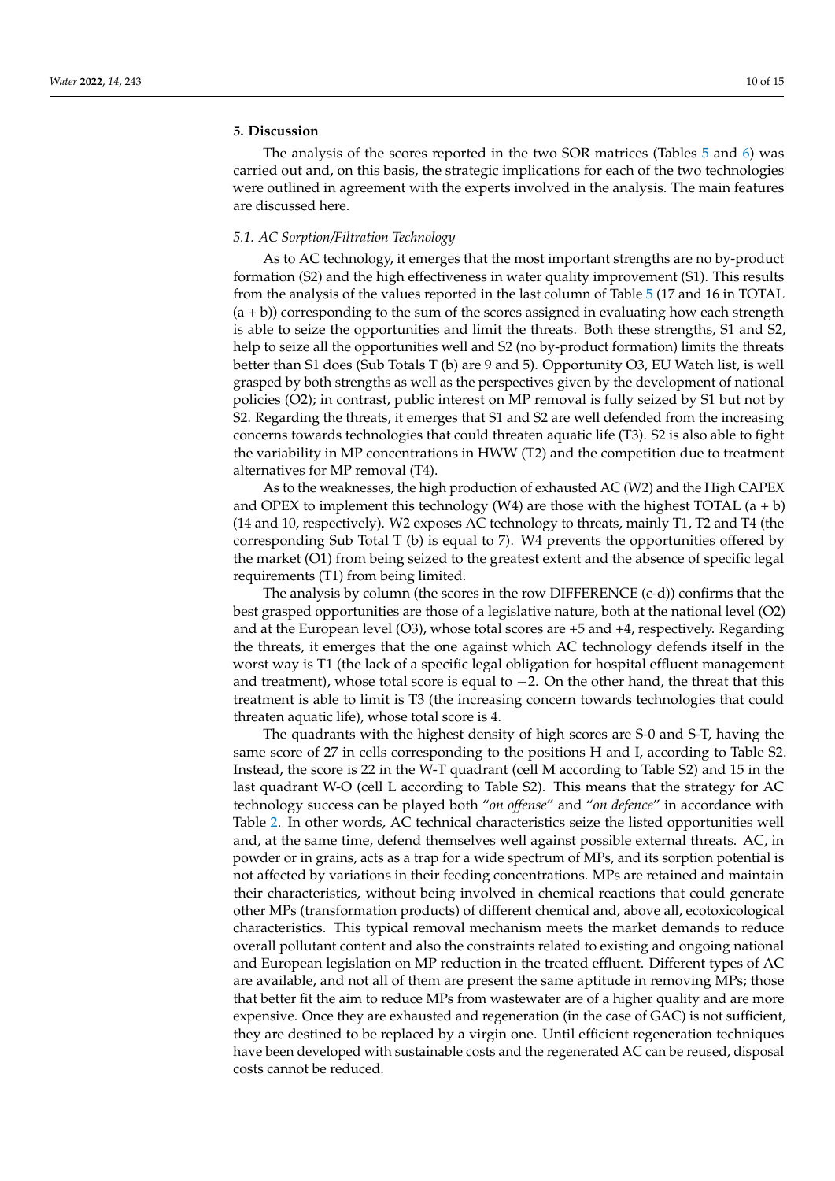## 5. Discussion

The analysis of the scores reported in the two SOR matrices (Tables 5 and 6) was carried out and, on this basis, the strategic implications for each of the two technologies were outlined in agreement with the experts involved in the analysis. The main features are discussed here.

### 5.1. AC Sorption/Filtration Technology

As to AC technology, it emerges that the most important strengths are no by-product formation (S2) and the high effectiveness in water quality improvement (S1). This results from the analysis of the values reported in the last column of Table 5 (17 and 16 in TOTAL (a + b)) corresponding to the sum of the scores assigned in evaluating how each strength is able to seize the opportunities and limit the threats. Both these strengths, S1 and S2, help to seize all the opportunities well and S2 (no by-product formation) limits the threats better than S1 does (Sub Totals T (b) are 9 and 5). Opportunity O3, EU Watch list, is well grasped by both strengths as well as the perspectives given by the development of national policies (O2); in contrast, public interest on MP removal is fully seized by S1 but not by S2. Regarding the threats, it emerges that S1 and S2 are well defended from the increasing concerns towards technologies that could threaten aquatic life (T3). S2 is also able to fight the variability in MP concentrations in HWW (T2) and the competition due to treatment alternatives for MP removal (T4).

As to the weaknesses, the high production of exhausted AC (W2) and the High CAPEX and OPEX to implement this technology (W4) are those with the highest TOTAL (a + b) (14 and 10, respectively). W2 exposes AC technology to threats, mainly T1, T2 and T4 (the corresponding Sub Total T (b) is equal to 7). W4 prevents the opportunities offered by the market (O1) from being seized to the greatest extent and the absence of specific legal requirements (T1) from being limited.

The analysis by column (the scores in the row DIFFERENCE (c-d)) confirms that the best grasped opportunities are those of a legislative nature, both at the national level (O2) and at the European level (O3), whose total scores are +5 and +4, respectively. Regarding the threats, it emerges that the one against which AC technology defends itself in the worst way is T1 (the lack of a specific legal obligation for hospital effluent management and treatment), whose total score is equal to −2. On the other hand, the threat that this treatment is able to limit is T3 (the increasing concern towards technologies that could threaten aquatic life), whose total score is 4.

The quadrants with the highest density of high scores are S-0 and S-T, having the same score of 27 in cells corresponding to the positions H and I, according to Table S2. Instead, the score is 22 in the W-T quadrant (cell M according to Table S2) and 15 in the last quadrant W-O (cell L according to Table S2). This means that the strategy for AC technology success can be played both "*on offense*" and "*on defence*" in accordance with Table 2. In other words, AC technical characteristics seize the listed opportunities well and, at the same time, defend themselves well against possible external threats. AC, in powder or in grains, acts as a trap for a wide spectrum of MPs, and its sorption potential is not affected by variations in their feeding concentrations. MPs are retained and maintain their characteristics, without being involved in chemical reactions that could generate other MPs (transformation products) of different chemical and, above all, ecotoxicological characteristics. This typical removal mechanism meets the market demands to reduce overall pollutant content and also the constraints related to existing and ongoing national and European legislation on MP reduction in the treated effluent. Different types of AC are available, and not all of them are present the same aptitude in removing MPs; those that better fit the aim to reduce MPs from wastewater are of a higher quality and are more expensive. Once they are exhausted and regeneration (in the case of GAC) is not sufficient, they are destined to be replaced by a virgin one. Until efficient regeneration techniques have been developed with sustainable costs and the regenerated AC can be reused, disposal costs cannot be reduced.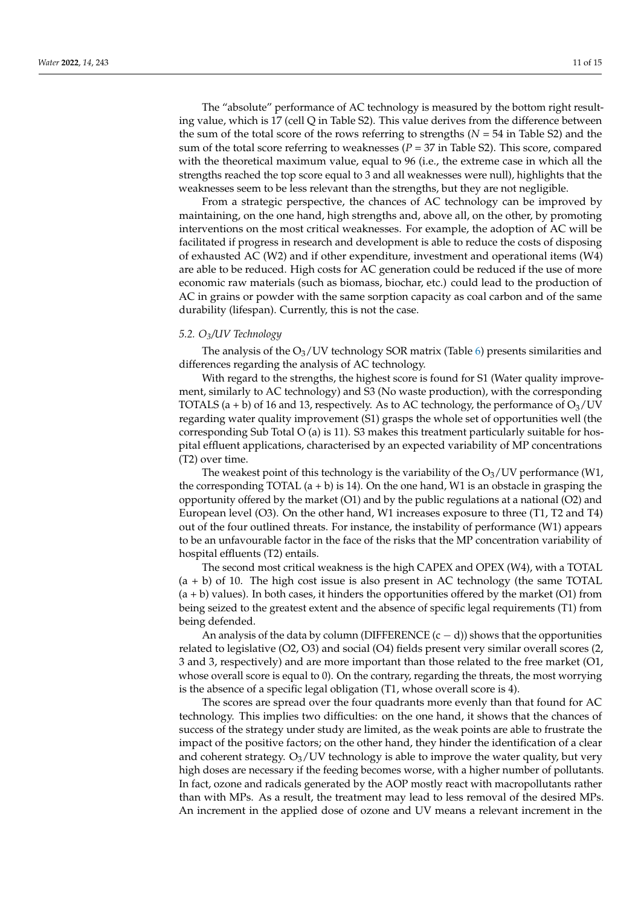The "absolute" performance of AC technology is measured by the bottom right resulting value, which is 17 (cell Q in Table S2). This value derives from the difference between the sum of the total score of the rows referring to strengths ($N = 54$ in Table S2) and the sum of the total score referring to weaknesses ($P = 37$ in Table S2). This score, compared with the theoretical maximum value, equal to 96 (i.e., the extreme case in which all the strengths reached the top score equal to 3 and all weaknesses were null), highlights that the weaknesses seem to be less relevant than the strengths, but they are not negligible.

From a strategic perspective, the chances of AC technology can be improved by maintaining, on the one hand, high strengths and, above all, on the other, by promoting interventions on the most critical weaknesses. For example, the adoption of AC will be facilitated if progress in research and development is able to reduce the costs of disposing of exhausted AC (W2) and if other expenditure, investment and operational items (W4) are able to be reduced. High costs for AC generation could be reduced if the use of more economic raw materials (such as biomass, biochar, etc.) could lead to the production of AC in grains or powder with the same sorption capacity as coal carbon and of the same durability (lifespan). Currently, this is not the case.

### *5.2. $O_3$/UV Technology*

The analysis of the $O_3$/UV technology SOR matrix (Table 6) presents similarities and differences regarding the analysis of AC technology.

With regard to the strengths, the highest score is found for S1 (Water quality improvement, similarly to AC technology) and S3 (No waste production), with the corresponding TOTALS (a + b) of 16 and 13, respectively. As to AC technology, the performance of $O_3$/UV regarding water quality improvement (S1) grasps the whole set of opportunities well (the corresponding Sub Total O (a) is 11). S3 makes this treatment particularly suitable for hospital effluent applications, characterised by an expected variability of MP concentrations (T2) over time.

The weakest point of this technology is the variability of the $O_3$/UV performance (W1, the corresponding TOTAL (a + b) is 14). On the one hand, W1 is an obstacle in grasping the opportunity offered by the market (O1) and by the public regulations at a national (O2) and European level (O3). On the other hand, W1 increases exposure to three (T1, T2 and T4) out of the four outlined threats. For instance, the instability of performance (W1) appears to be an unfavourable factor in the face of the risks that the MP concentration variability of hospital effluents (T2) entails.

The second most critical weakness is the high CAPEX and OPEX (W4), with a TOTAL (a + b) of 10. The high cost issue is also present in AC technology (the same TOTAL (a + b) values). In both cases, it hinders the opportunities offered by the market (O1) from being seized to the greatest extent and the absence of specific legal requirements (T1) from being defended.

An analysis of the data by column (DIFFERENCE (c − d)) shows that the opportunities related to legislative (O2, O3) and social (O4) fields present very similar overall scores (2, 3 and 3, respectively) and are more important than those related to the free market (O1, whose overall score is equal to 0). On the contrary, regarding the threats, the most worrying is the absence of a specific legal obligation (T1, whose overall score is 4).

The scores are spread over the four quadrants more evenly than that found for AC technology. This implies two difficulties: on the one hand, it shows that the chances of success of the strategy under study are limited, as the weak points are able to frustrate the impact of the positive factors; on the other hand, they hinder the identification of a clear and coherent strategy. $O_3$/UV technology is able to improve the water quality, but very high doses are necessary if the feeding becomes worse, with a higher number of pollutants. In fact, ozone and radicals generated by the AOP mostly react with macropollutants rather than with MPs. As a result, the treatment may lead to less removal of the desired MPs. An increment in the applied dose of ozone and UV means a relevant increment in the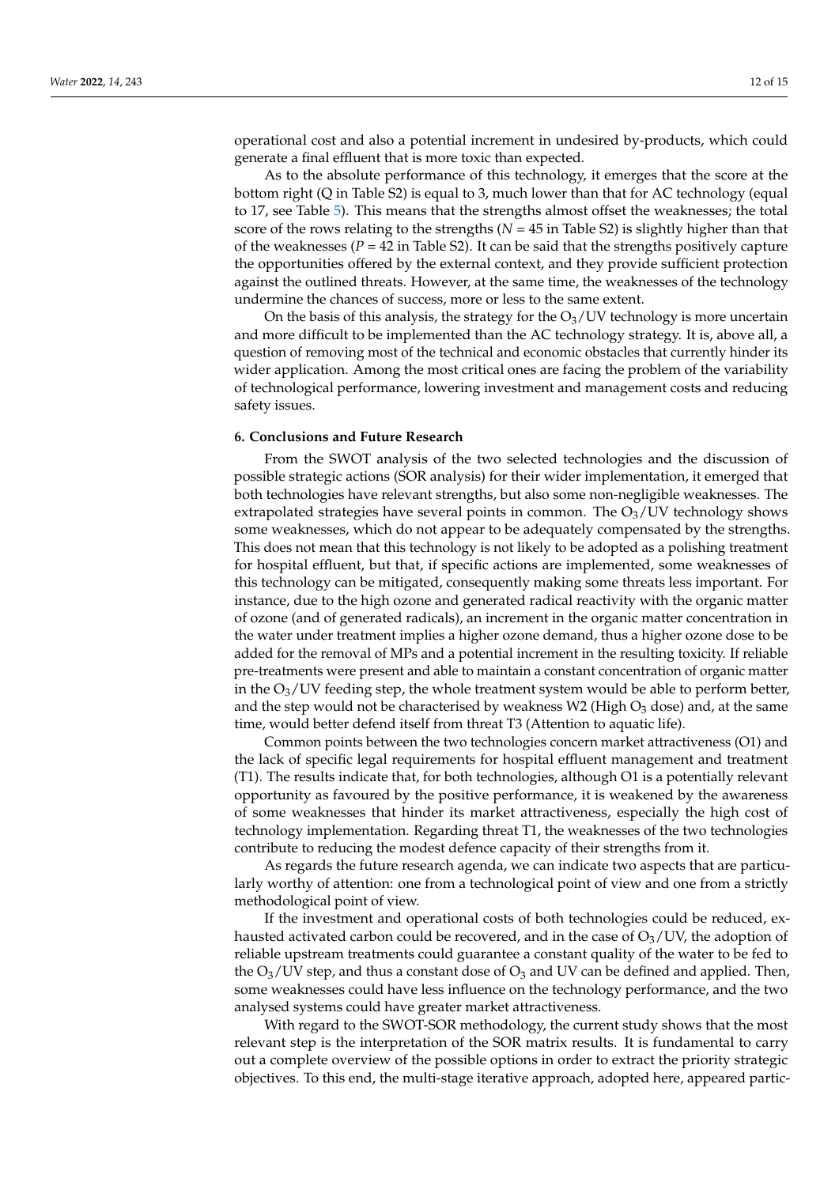operational cost and also a potential increment in undesired by-products, which could generate a final effluent that is more toxic than expected.

As to the absolute performance of this technology, it emerges that the score at the bottom right (Q in Table S2) is equal to 3, much lower than that for AC technology (equal to 17, see Table 5). This means that the strengths almost offset the weaknesses; the total score of the rows relating to the strengths ($N = 45$ in Table S2) is slightly higher than that of the weaknesses ($P = 42$ in Table S2). It can be said that the strengths positively capture the opportunities offered by the external context, and they provide sufficient protection against the outlined threats. However, at the same time, the weaknesses of the technology undermine the chances of success, more or less to the same extent.

On the basis of this analysis, the strategy for the $O_3$/UV technology is more uncertain and more difficult to be implemented than the AC technology strategy. It is, above all, a question of removing most of the technical and economic obstacles that currently hinder its wider application. Among the most critical ones are facing the problem of the variability of technological performance, lowering investment and management costs and reducing safety issues.

## 6. Conclusions and Future Research

From the SWOT analysis of the two selected technologies and the discussion of possible strategic actions (SOR analysis) for their wider implementation, it emerged that both technologies have relevant strengths, but also some non-negligible weaknesses. The extrapolated strategies have several points in common. The $O_3$/UV technology shows some weaknesses, which do not appear to be adequately compensated by the strengths. This does not mean that this technology is not likely to be adopted as a polishing treatment for hospital effluent, but that, if specific actions are implemented, some weaknesses of this technology can be mitigated, consequently making some threats less important. For instance, due to the high ozone and generated radical reactivity with the organic matter of ozone (and of generated radicals), an increment in the organic matter concentration in the water under treatment implies a higher ozone demand, thus a higher ozone dose to be added for the removal of MPs and a potential increment in the resulting toxicity. If reliable pre-treatments were present and able to maintain a constant concentration of organic matter in the $O_3$/UV feeding step, the whole treatment system would be able to perform better, and the step would not be characterised by weakness W2 (High $O_3$ dose) and, at the same time, would better defend itself from threat T3 (Attention to aquatic life).

Common points between the two technologies concern market attractiveness (O1) and the lack of specific legal requirements for hospital effluent management and treatment (T1). The results indicate that, for both technologies, although O1 is a potentially relevant opportunity as favoured by the positive performance, it is weakened by the awareness of some weaknesses that hinder its market attractiveness, especially the high cost of technology implementation. Regarding threat T1, the weaknesses of the two technologies contribute to reducing the modest defence capacity of their strengths from it.

As regards the future research agenda, we can indicate two aspects that are particularly worthy of attention: one from a technological point of view and one from a strictly methodological point of view.

If the investment and operational costs of both technologies could be reduced, exhausted activated carbon could be recovered, and in the case of $O_3$/UV, the adoption of reliable upstream treatments could guarantee a constant quality of the water to be fed to the $O_3$/UV step, and thus a constant dose of $O_3$ and UV can be defined and applied. Then, some weaknesses could have less influence on the technology performance, and the two analysed systems could have greater market attractiveness.

With regard to the SWOT-SOR methodology, the current study shows that the most relevant step is the interpretation of the SOR matrix results. It is fundamental to carry out a complete overview of the possible options in order to extract the priority strategic objectives. To this end, the multi-stage iterative approach, adopted here, appeared partic-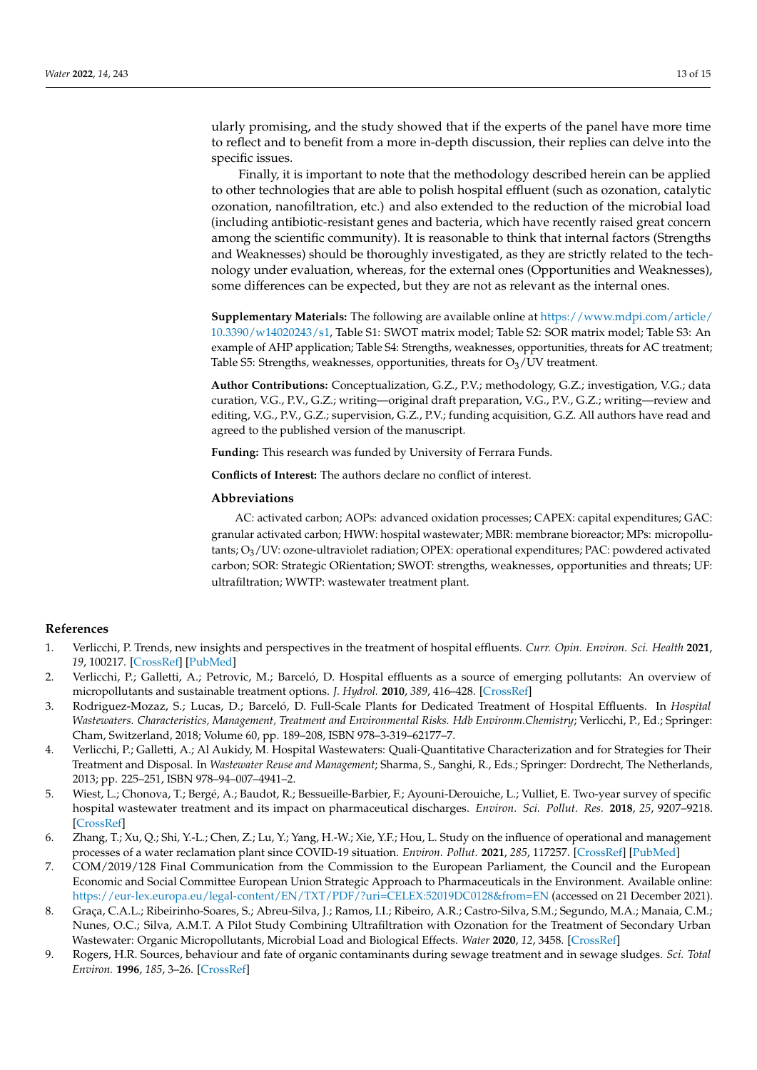ularly promising, and the study showed that if the experts of the panel have more time to reflect and to benefit from a more in-depth discussion, their replies can delve into the specific issues.

Finally, it is important to note that the methodology described herein can be applied to other technologies that are able to polish hospital effluent (such as ozonation, catalytic ozonation, nanofiltration, etc.) and also extended to the reduction of the microbial load (including antibiotic-resistant genes and bacteria, which have recently raised great concern among the scientific community). It is reasonable to think that internal factors (Strengths and Weaknesses) should be thoroughly investigated, as they are strictly related to the technology under evaluation, whereas, for the external ones (Opportunities and Weaknesses), some differences can be expected, but they are not as relevant as the internal ones.

**Supplementary Materials:** The following are available online at https://www.mdpi.com/article/10.3390/w14020243/s1, Table S1: SWOT matrix model; Table S2: SOR matrix model; Table S3: An example of AHP application; Table S4: Strengths, weaknesses, opportunities, threats for AC treatment; Table S5: Strengths, weaknesses, opportunities, threats for $O_3$/UV treatment.

**Author Contributions:** Conceptualization, G.Z., P.V.; methodology, G.Z.; investigation, V.G.; data curation, V.G., P.V., G.Z.; writing—original draft preparation, V.G., P.V., G.Z.; writing—review and editing, V.G., P.V., G.Z.; supervision, G.Z., P.V.; funding acquisition, G.Z. All authors have read and agreed to the published version of the manuscript.

**Funding:** This research was funded by University of Ferrara Funds.

**Conflicts of Interest:** The authors declare no conflict of interest.

### Abbreviations

AC: activated carbon; AOPs: advanced oxidation processes; CAPEX: capital expenditures; GAC: granular activated carbon; HWW: hospital wastewater; MBR: membrane bioreactor; MPs: micropollutants; $O_3$/UV: ozone-ultraviolet radiation; OPEX: operational expenditures; PAC: powdered activated carbon; SOR: Strategic ORientation; SWOT: strengths, weaknesses, opportunities and threats; UF: ultrafiltration; WWTP: wastewater treatment plant.

## References

1. Verlicchi, P. Trends, new insights and perspectives in the treatment of hospital effluents. *Curr. Opin. Environ. Sci. Health* **2021**, *19*, 100217. [CrossRef] [PubMed]
2. Verlicchi, P.; Galletti, A.; Petrovic, M.; Barceló, D. Hospital effluents as a source of emerging pollutants: An overview of micropollutants and sustainable treatment options. *J. Hydrol.* **2010**, *389*, 416–428. [CrossRef]
3. Rodriguez-Mozaz, S.; Lucas, D.; Barceló, D. Full-Scale Plants for Dedicated Treatment of Hospital Effluents. In *Hospital Wastewaters. Characteristics, Management, Treatment and Environmental Risks. Hdb Environm.Chemistry*; Verlicchi, P., Ed.; Springer: Cham, Switzerland, 2018; Volume 60, pp. 189–208, ISBN 978–3–319–62177–7.
4. Verlicchi, P.; Galletti, A.; Al Aukidy, M. Hospital Wastewaters: Quali-Quantitative Characterization and for Strategies for Their Treatment and Disposal. In *Wastewater Reuse and Management*; Sharma, S., Sanghi, R., Eds.; Springer: Dordrecht, The Netherlands, 2013; pp. 225–251, ISBN 978–94–007–4941–2.
5. Wiest, L.; Chonova, T.; Bergé, A.; Baudot, R.; Bessueille-Barbier, F.; Ayouni-Derouiche, L.; Vulliet, E. Two-year survey of specific hospital wastewater treatment and its impact on pharmaceutical discharges. *Environ. Sci. Pollut. Res.* **2018**, *25*, 9207–9218. [CrossRef]
6. Zhang, T.; Xu, Q.; Shi, Y.-L.; Chen, Z.; Lu, Y.; Yang, H.-W.; Xie, Y.F.; Hou, L. Study on the influence of operational and management processes of a water reclamation plant since COVID-19 situation. *Environ. Pollut.* **2021**, *285*, 117257. [CrossRef] [PubMed]
7. COM/2019/128 Final Communication from the Commission to the European Parliament, the Council and the European Economic and Social Committee European Union Strategic Approach to Pharmaceuticals in the Environment. Available online: https://eur-lex.europa.eu/legal-content/EN/TXT/PDF/?uri=CELEX:52019DC0128&from=EN (accessed on 21 December 2021).
8. Graça, C.A.L.; Ribeirinho-Soares, S.; Abreu-Silva, J.; Ramos, I.I.; Ribeiro, A.R.; Castro-Silva, S.M.; Segundo, M.A.; Manaia, C.M.; Nunes, O.C.; Silva, A.M.T. A Pilot Study Combining Ultrafiltration with Ozonation for the Treatment of Secondary Urban Wastewater: Organic Micropollutants, Microbial Load and Biological Effects. *Water* **2020**, *12*, 3458. [CrossRef]
9. Rogers, H.R. Sources, behaviour and fate of organic contaminants during sewage treatment and in sewage sludges. *Sci. Total Environ.* **1996**, *185*, 3–26. [CrossRef]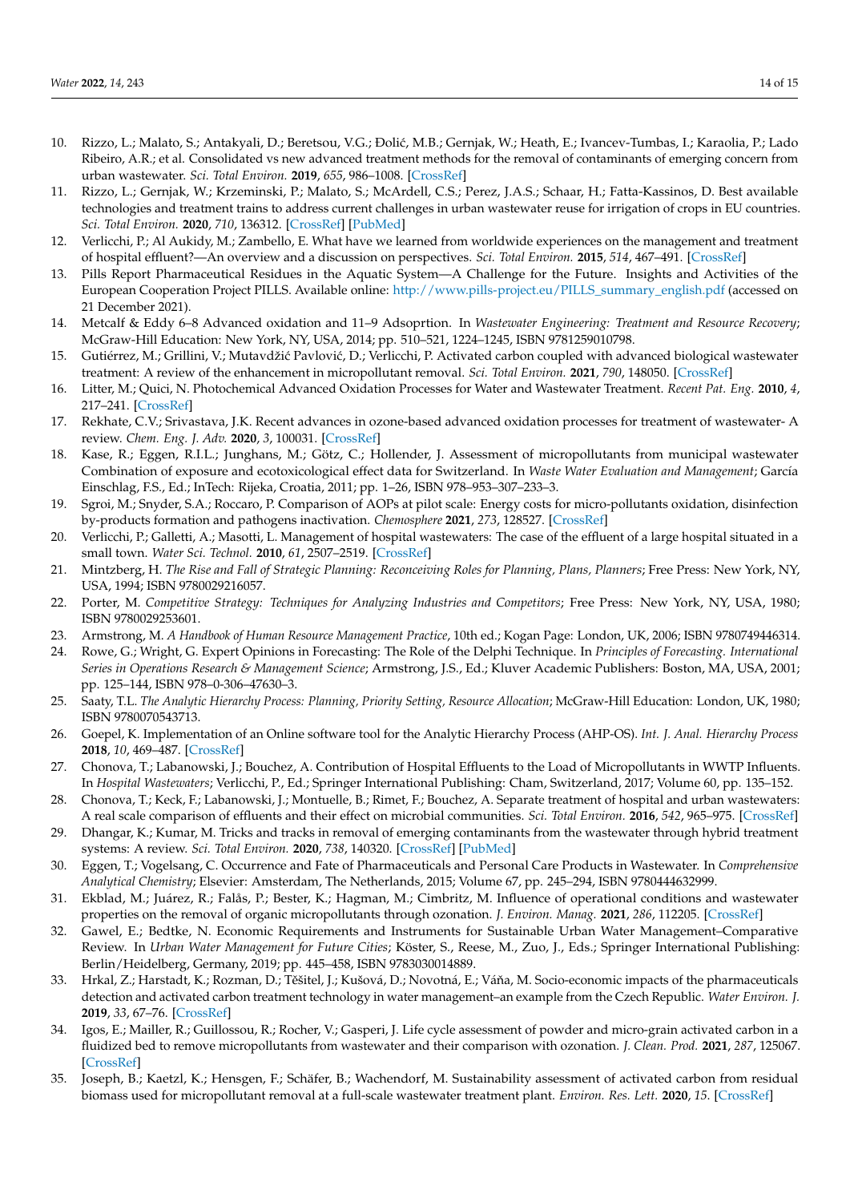10. Rizzo, L.; Malato, S.; Antakyali, D.; Beretsou, V.G.; Đolić, M.B.; Gernjak, W.; Heath, E.; Ivancev-Tumbas, I.; Karaolia, P.; Lado Ribeiro, A.R.; et al. Consolidated vs new advanced treatment methods for the removal of contaminants of emerging concern from urban wastewater. *Sci. Total Environ.* **2019**, *655*, 986–1008. [CrossRef]
11. Rizzo, L.; Gernjak, W.; Krzeminski, P.; Malato, S.; McArdell, C.S.; Perez, J.A.S.; Schaar, H.; Fatta-Kassinos, D. Best available technologies and treatment trains to address current challenges in urban wastewater reuse for irrigation of crops in EU countries. *Sci. Total Environ.* **2020**, *710*, 136312. [CrossRef] [PubMed]
12. Verlicchi, P.; Al Aukidy, M.; Zambello, E. What have we learned from worldwide experiences on the management and treatment of hospital effluent?—An overview and a discussion on perspectives. *Sci. Total Environ.* **2015**, *514*, 467–491. [CrossRef]
13. Pills Report Pharmaceutical Residues in the Aquatic System—A Challenge for the Future. Insights and Activities of the European Cooperation Project PILLS. Available online: http://www.pills-project.eu/PILLS_summary_english.pdf (accessed on 21 December 2021).
14. Metcalf & Eddy 6–8 Advanced oxidation and 11–9 Adsoprtion. In *Wastewater Engineering: Treatment and Resource Recovery*; McGraw-Hill Education: New York, NY, USA, 2014; pp. 510–521, 1224–1245, ISBN 9781259010798.
15. Gutiérrez, M.; Grillini, V.; Mutavdžić Pavlović, D.; Verlicchi, P. Activated carbon coupled with advanced biological wastewater treatment: A review of the enhancement in micropollutant removal. *Sci. Total Environ.* **2021**, *790*, 148050. [CrossRef]
16. Litter, M.; Quici, N. Photochemical Advanced Oxidation Processes for Water and Wastewater Treatment. *Recent Pat. Eng.* **2010**, *4*, 217–241. [CrossRef]
17. Rekhate, C.V.; Srivastava, J.K. Recent advances in ozone-based advanced oxidation processes for treatment of wastewater- A review. *Chem. Eng. J. Adv.* **2020**, *3*, 100031. [CrossRef]
18. Kase, R.; Eggen, R.I.L.; Junghans, M.; Götz, C.; Hollender, J. Assessment of micropollutants from municipal wastewater Combination of exposure and ecotoxicological effect data for Switzerland. In *Waste Water Evaluation and Management*; García Einschlag, F.S., Ed.; InTech: Rijeka, Croatia, 2011; pp. 1–26, ISBN 978–953–307–233–3.
19. Sgroi, M.; Snyder, S.A.; Roccaro, P. Comparison of AOPs at pilot scale: Energy costs for micro-pollutants oxidation, disinfection by-products formation and pathogens inactivation. *Chemosphere* **2021**, *273*, 128527. [CrossRef]
20. Verlicchi, P.; Galletti, A.; Masotti, L. Management of hospital wastewaters: The case of the effluent of a large hospital situated in a small town. *Water Sci. Technol.* **2010**, *61*, 2507–2519. [CrossRef]
21. Mintzberg, H. *The Rise and Fall of Strategic Planning: Reconceiving Roles for Planning, Plans, Planners*; Free Press: New York, NY, USA, 1994; ISBN 9780029216057.
22. Porter, M. *Competitive Strategy: Techniques for Analyzing Industries and Competitors*; Free Press: New York, NY, USA, 1980; ISBN 9780029253601.
23. Armstrong, M. *A Handbook of Human Resource Management Practice*, 10th ed.; Kogan Page: London, UK, 2006; ISBN 9780749446314.
24. Rowe, G.; Wright, G. Expert Opinions in Forecasting: The Role of the Delphi Technique. In *Principles of Forecasting. International Series in Operations Research & Management Science*; Armstrong, J.S., Ed.; Kluver Academic Publishers: Boston, MA, USA, 2001; pp. 125–144, ISBN 978–0–306–47630–3.
25. Saaty, T.L. *The Analytic Hierarchy Process: Planning, Priority Setting, Resource Allocation*; McGraw-Hill Education: London, UK, 1980; ISBN 9780070543713.
26. Goepel, K. Implementation of an Online software tool for the Analytic Hierarchy Process (AHP-OS). *Int. J. Anal. Hierarchy Process* **2018**, *10*, 469–487. [CrossRef]
27. Chonova, T.; Labanowski, J.; Bouchez, A. Contribution of Hospital Effluents to the Load of Micropollutants in WWTP Influents. In *Hospital Wastewaters*; Verlicchi, P., Ed.; Springer International Publishing: Cham, Switzerland, 2017; Volume 60, pp. 135–152.
28. Chonova, T.; Keck, F.; Labanowski, J.; Montuelle, B.; Rimet, F.; Bouchez, A. Separate treatment of hospital and urban wastewaters: A real scale comparison of effluents and their effect on microbial communities. *Sci. Total Environ.* **2016**, *542*, 965–975. [CrossRef]
29. Dhangar, K.; Kumar, M. Tricks and tracks in removal of emerging contaminants from the wastewater through hybrid treatment systems: A review. *Sci. Total Environ.* **2020**, *738*, 140320. [CrossRef] [PubMed]
30. Eggen, T.; Vogelsang, C. Occurrence and Fate of Pharmaceuticals and Personal Care Products in Wastewater. In *Comprehensive Analytical Chemistry*; Elsevier: Amsterdam, The Netherlands, 2015; Volume 67, pp. 245–294, ISBN 9780444632999.
31. Ekblad, M.; Juárez, R.; Falås, P.; Bester, K.; Hagman, M.; Cimbritz, M. Influence of operational conditions and wastewater properties on the removal of organic micropollutants through ozonation. *J. Environ. Manag.* **2021**, *286*, 112205. [CrossRef]
32. Gawel, E.; Bedtke, N. Economic Requirements and Instruments for Sustainable Urban Water Management–Comparative Review. In *Urban Water Management for Future Cities*; Köster, S., Reese, M., Zuo, J., Eds.; Springer International Publishing: Berlin/Heidelberg, Germany, 2019; pp. 445–458, ISBN 9783030014889.
33. Hrkal, Z.; Harstadt, K.; Rozman, D.; Těšitel, J.; Kušová, D.; Novotná, E.; Váňa, M. Socio-economic impacts of the pharmaceuticals detection and activated carbon treatment technology in water management–an example from the Czech Republic. *Water Environ. J.* **2019**, *33*, 67–76. [CrossRef]
34. Igos, E.; Mailler, R.; Guillossou, R.; Rocher, V.; Gasperi, J. Life cycle assessment of powder and micro-grain activated carbon in a fluidized bed to remove micropollutants from wastewater and their comparison with ozonation. *J. Clean. Prod.* **2021**, *287*, 125067. [CrossRef]
35. Joseph, B.; Kaetzl, K.; Hensgen, F.; Schäfer, B.; Wachendorf, M. Sustainability assessment of activated carbon from residual biomass used for micropollutant removal at a full-scale wastewater treatment plant. *Environ. Res. Lett.* **2020**, *15*. [CrossRef]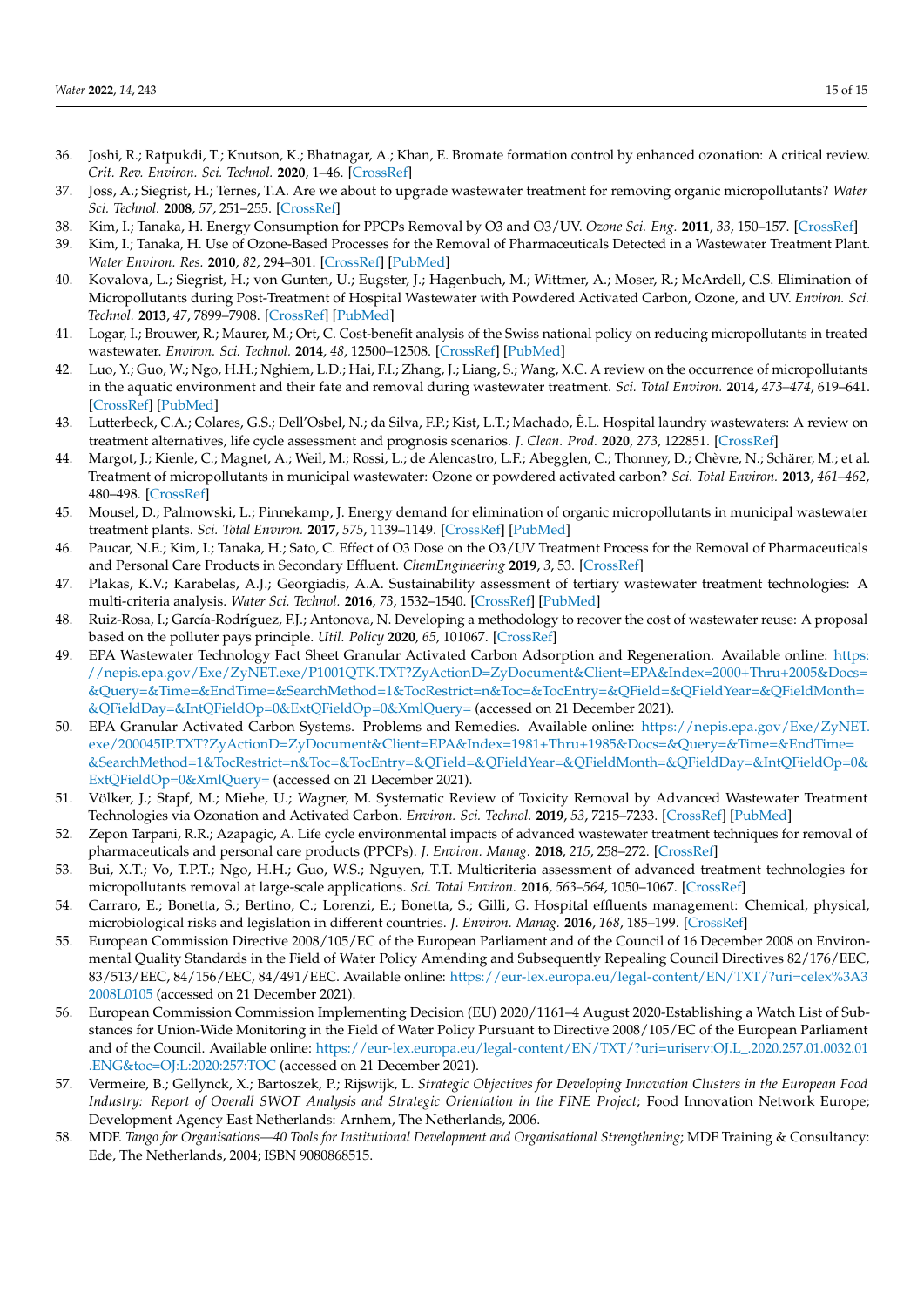36. Joshi, R.; Ratpukdi, T.; Knutson, K.; Bhatnagar, A.; Khan, E. Bromate formation control by enhanced ozonation: A critical review. *Crit. Rev. Environ. Sci. Technol.* **2020**, 1–46. [CrossRef]
37. Joss, A.; Siegrist, H.; Ternes, T.A. Are we about to upgrade wastewater treatment for removing organic micropollutants? *Water Sci. Technol.* **2008**, *57*, 251–255. [CrossRef]
38. Kim, I.; Tanaka, H. Energy Consumption for PPCPs Removal by O3 and O3/UV. *Ozone Sci. Eng.* **2011**, *33*, 150–157. [CrossRef]
39. Kim, I.; Tanaka, H. Use of Ozone-Based Processes for the Removal of Pharmaceuticals Detected in a Wastewater Treatment Plant. *Water Environ. Res.* **2010**, *82*, 294–301. [CrossRef] [PubMed]
40. Kovalova, L.; Siegrist, H.; von Gunten, U.; Eugster, J.; Hagenbuch, M.; Wittmer, A.; Moser, R.; McArdell, C.S. Elimination of Micropollutants during Post-Treatment of Hospital Wastewater with Powdered Activated Carbon, Ozone, and UV. *Environ. Sci. Technol.* **2013**, *47*, 7899–7908. [CrossRef] [PubMed]
41. Logar, I.; Brouwer, R.; Maurer, M.; Ort, C. Cost-benefit analysis of the Swiss national policy on reducing micropollutants in treated wastewater. *Environ. Sci. Technol.* **2014**, *48*, 12500–12508. [CrossRef] [PubMed]
42. Luo, Y.; Guo, W.; Ngo, H.H.; Nghiem, L.D.; Hai, F.I.; Zhang, J.; Liang, S.; Wang, X.C. A review on the occurrence of micropollutants in the aquatic environment and their fate and removal during wastewater treatment. *Sci. Total Environ.* **2014**, *473–474*, 619–641. [CrossRef] [PubMed]
43. Lutterbeck, C.A.; Colares, G.S.; Dell'Osbel, N.; da Silva, F.P.; Kist, L.T.; Machado, Ê.L. Hospital laundry wastewaters: A review on treatment alternatives, life cycle assessment and prognosis scenarios. *J. Clean. Prod.* **2020**, *273*, 122851. [CrossRef]
44. Margot, J.; Kienle, C.; Magnet, A.; Weil, M.; Rossi, L.; de Alencastro, L.F.; Abegglen, C.; Thonney, D.; Chèvre, N.; Schärer, M.; et al. Treatment of micropollutants in municipal wastewater: Ozone or powdered activated carbon? *Sci. Total Environ.* **2013**, *461–462*, 480–498. [CrossRef]
45. Mousel, D.; Palmowski, L.; Pinnekamp, J. Energy demand for elimination of organic micropollutants in municipal wastewater treatment plants. *Sci. Total Environ.* **2017**, *575*, 1139–1149. [CrossRef] [PubMed]
46. Paucar, N.E.; Kim, I.; Tanaka, H.; Sato, C. Effect of O3 Dose on the O3/UV Treatment Process for the Removal of Pharmaceuticals and Personal Care Products in Secondary Effluent. *ChemEngineering* **2019**, *3*, 53. [CrossRef]
47. Plakas, K.V.; Karabelas, A.J.; Georgiadis, A.A. Sustainability assessment of tertiary wastewater treatment technologies: A multi-criteria analysis. *Water Sci. Technol.* **2016**, *73*, 1532–1540. [CrossRef] [PubMed]
48. Ruiz-Rosa, I.; García-Rodríguez, F.J.; Antonova, N. Developing a methodology to recover the cost of wastewater reuse: A proposal based on the polluter pays principle. *Util. Policy* **2020**, *65*, 101067. [CrossRef]
49. EPA Wastewater Technology Fact Sheet Granular Activated Carbon Adsorption and Regeneration. Available online: https://nepis.epa.gov/Exe/ZyNET.exe/P1001QTK.TXT?ZyActionD=ZyDocument&Client=EPA&Index=2000+Thru+2005&Docs=&Query=&Time=&EndTime=&SearchMethod=1&TocRestrict=n&Toc=&TocEntry=&QField=&QFieldYear=&QFieldMonth=&QFieldDay=&IntQFieldOp=0&ExtQFieldOp=0&XmlQuery= (accessed on 21 December 2021).
50. EPA Granular Activated Carbon Systems. Problems and Remedies. Available online: https://nepis.epa.gov/Exe/ZyNET.exe/200045IP.TXT?ZyActionD=ZyDocument&Client=EPA&Index=1981+Thru+1985&Docs=&Query=&Time=&EndTime=&SearchMethod=1&TocRestrict=n&Toc=&TocEntry=&QField=&QFieldYear=&QFieldMonth=&QFieldDay=&IntQFieldOp=0&ExtQFieldOp=0&XmlQuery= (accessed on 21 December 2021).
51. Völker, J.; Stapf, M.; Miehe, U.; Wagner, M. Systematic Review of Toxicity Removal by Advanced Wastewater Treatment Technologies via Ozonation and Activated Carbon. *Environ. Sci. Technol.* **2019**, *53*, 7215–7233. [CrossRef] [PubMed]
52. Zepon Tarpani, R.R.; Azapagic, A. Life cycle environmental impacts of advanced wastewater treatment techniques for removal of pharmaceuticals and personal care products (PPCPs). *J. Environ. Manag.* **2018**, *215*, 258–272. [CrossRef]
53. Bui, X.T.; Vo, T.P.T.; Ngo, H.H.; Guo, W.S.; Nguyen, T.T. Multicriteria assessment of advanced treatment technologies for micropollutants removal at large-scale applications. *Sci. Total Environ.* **2016**, *563–564*, 1050–1067. [CrossRef]
54. Carraro, E.; Bonetta, S.; Bertino, C.; Lorenzi, E.; Bonetta, S.; Gilli, G. Hospital effluents management: Chemical, physical, microbiological risks and legislation in different countries. *J. Environ. Manag.* **2016**, *168*, 185–199. [CrossRef]
55. European Commission Directive 2008/105/EC of the European Parliament and of the Council of 16 December 2008 on Environmental Quality Standards in the Field of Water Policy Amending and Subsequently Repealing Council Directives 82/176/EEC, 83/513/EEC, 84/156/EEC, 84/491/EEC. Available online: https://eur-lex.europa.eu/legal-content/EN/TXT/?uri=celex%3A32008L0105 (accessed on 21 December 2021).
56. European Commission Commission Implementing Decision (EU) 2020/1161–4 August 2020-Establishing a Watch List of Substances for Union-Wide Monitoring in the Field of Water Policy Pursuant to Directive 2008/105/EC of the European Parliament and of the Council. Available online: https://eur-lex.europa.eu/legal-content/EN/TXT/?uri=uriserv:OJ.L_.2020.257.01.0032.01.ENG&toc=OJ:L:2020:257:TOC (accessed on 21 December 2021).
57. Vermeire, B.; Gellynck, X.; Bartoszek, P.; Rijswijk, L. *Strategic Objectives for Developing Innovation Clusters in the European Food Industry: Report of Overall SWOT Analysis and Strategic Orientation in the FINE Project*; Food Innovation Network Europe; Development Agency East Netherlands: Arnhem, The Netherlands, 2006.
58. MDF. *Tango for Organisations—40 Tools for Institutional Development and Organisational Strengthening*; MDF Training & Consultancy: Ede, The Netherlands, 2004; ISBN 9080868515.